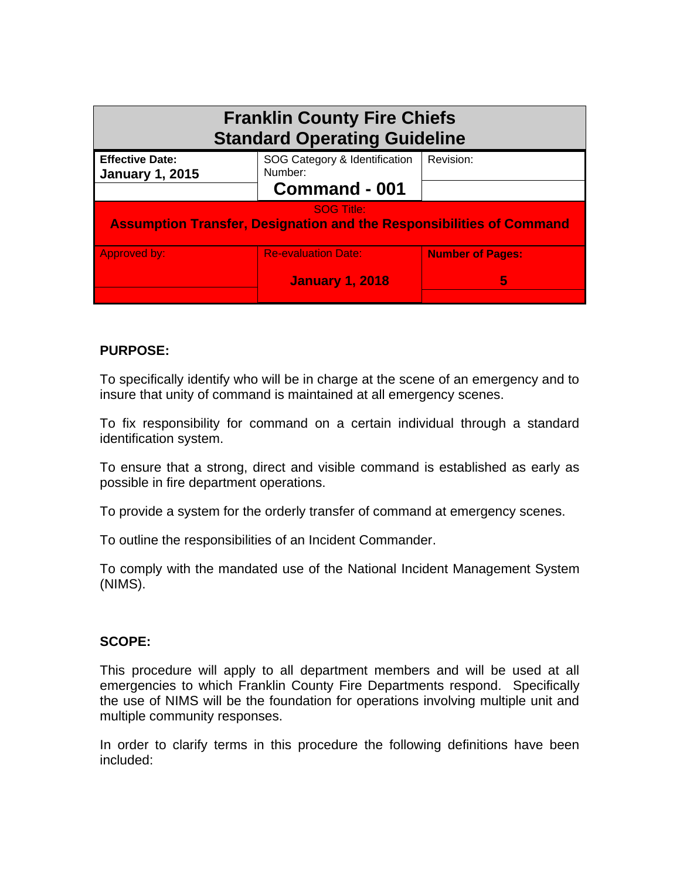| Franklin County Fire Chiefs Standard Operating Guideline | | |
|---|---|---|
| **Effective Date:** **January 1, 2015** | SOG Category & Identification Number: **Command - 001** | Revision: |
| SOG Title: **Assumption Transfer, Designation and the Responsibilities of Command** | | |
| Approved by: | Re-evaluation Date: **January 1, 2018** | **Number of Pages:** **5** |

**PURPOSE:**

To specifically identify who will be in charge at the scene of an emergency and to insure that unity of command is maintained at all emergency scenes.

To fix responsibility for command on a certain individual through a standard identification system.

To ensure that a strong, direct and visible command is established as early as possible in fire department operations.

To provide a system for the orderly transfer of command at emergency scenes.

To outline the responsibilities of an Incident Commander.

To comply with the mandated use of the National Incident Management System (NIMS).

**SCOPE:**

This procedure will apply to all department members and will be used at all emergencies to which Franklin County Fire Departments respond. Specifically the use of NIMS will be the foundation for operations involving multiple unit and multiple community responses.

In order to clarify terms in this procedure the following definitions have been included: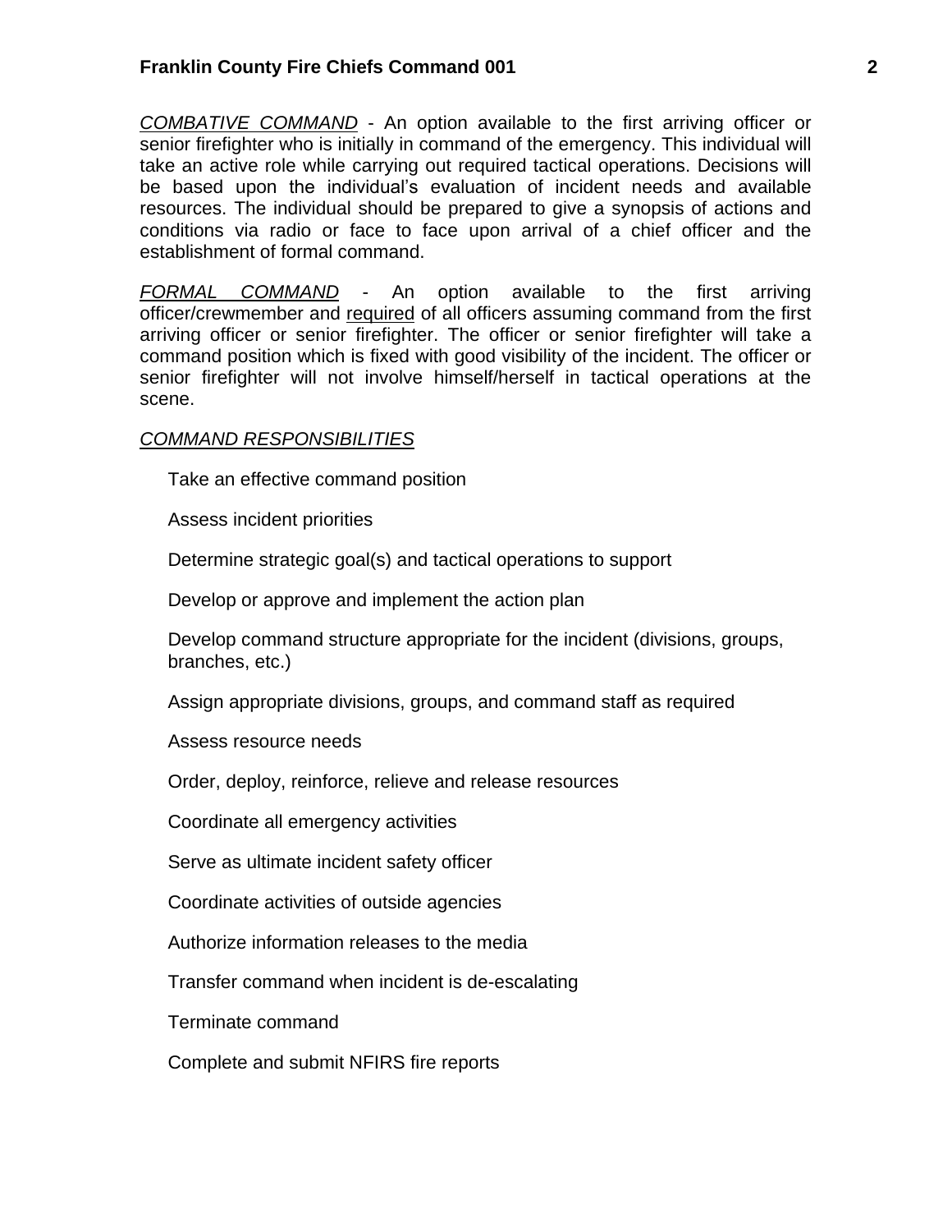*<u>COMBATIVE COMMAND</u>* - An option available to the first arriving officer or senior firefighter who is initially in command of the emergency. This individual will take an active role while carrying out required tactical operations. Decisions will be based upon the individual's evaluation of incident needs and available resources. The individual should be prepared to give a synopsis of actions and conditions via radio or face to face upon arrival of a chief officer and the establishment of formal command.

*<u>FORMAL COMMAND</u>* - An option available to the first arriving officer/crewmember and <u>required</u> of all officers assuming command from the first arriving officer or senior firefighter. The officer or senior firefighter will take a command position which is fixed with good visibility of the incident. The officer or senior firefighter will not involve himself/herself in tactical operations at the scene.

*<u>COMMAND RESPONSIBILITIES</u>*

- Take an effective command position
- Assess incident priorities
- Determine strategic goal(s) and tactical operations to support
- Develop or approve and implement the action plan
- Develop command structure appropriate for the incident (divisions, groups, branches, etc.)
- Assign appropriate divisions, groups, and command staff as required
- Assess resource needs
- Order, deploy, reinforce, relieve and release resources
- Coordinate all emergency activities
- Serve as ultimate incident safety officer
- Coordinate activities of outside agencies
- Authorize information releases to the media
- Transfer command when incident is de-escalating
- Terminate command
- Complete and submit NFIRS fire reports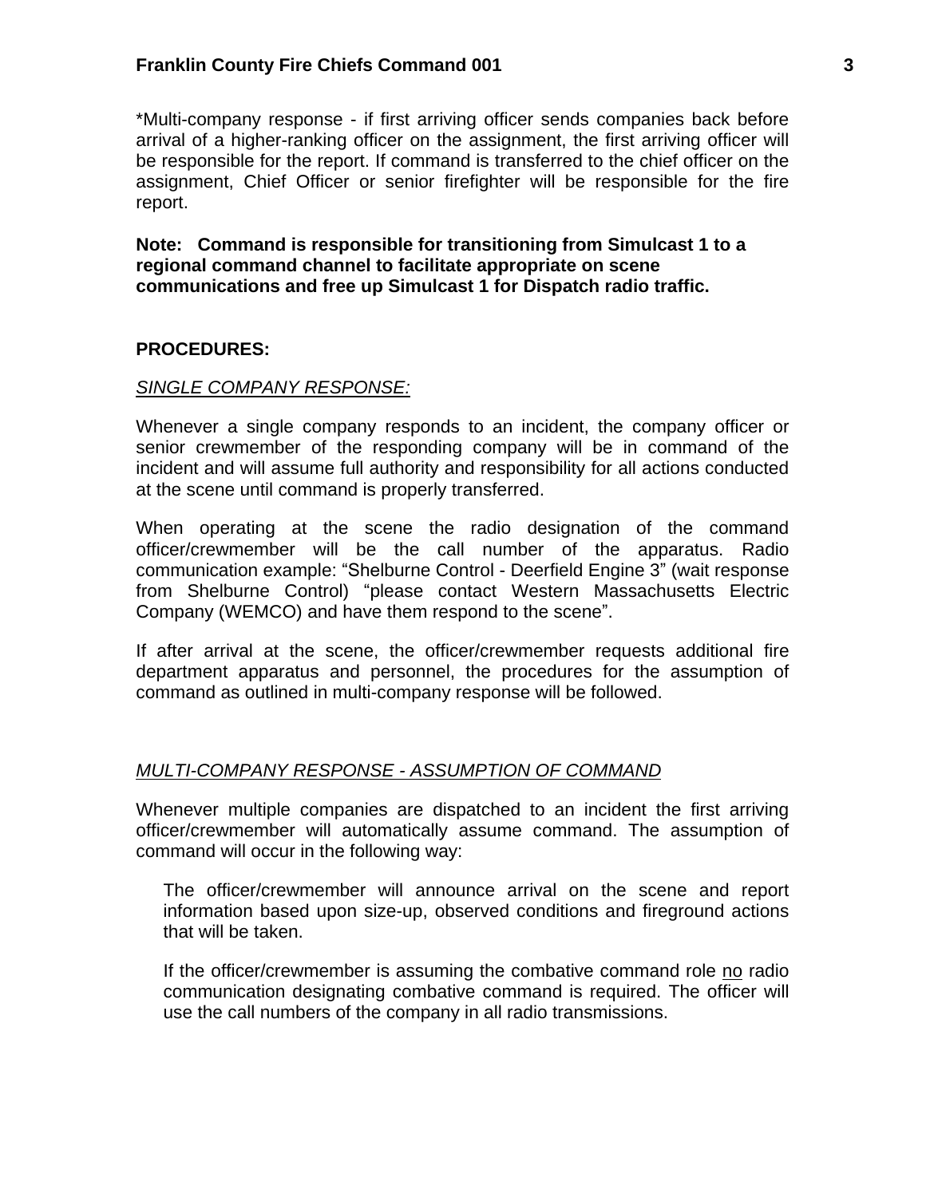*Multi-company response - if first arriving officer sends companies back before arrival of a higher-ranking officer on the assignment, the first arriving officer will be responsible for the report. If command is transferred to the chief officer on the assignment, Chief Officer or senior firefighter will be responsible for the fire report.

**Note: Command is responsible for transitioning from Simulcast 1 to a regional command channel to facilitate appropriate on scene communications and free up Simulcast 1 for Dispatch radio traffic.**

## PROCEDURES:

### *SINGLE COMPANY RESPONSE:*

Whenever a single company responds to an incident, the company officer or senior crewmember of the responding company will be in command of the incident and will assume full authority and responsibility for all actions conducted at the scene until command is properly transferred.

When operating at the scene the radio designation of the command officer/crewmember will be the call number of the apparatus. Radio communication example: "Shelburne Control - Deerfield Engine 3" (wait response from Shelburne Control) "please contact Western Massachusetts Electric Company (WEMCO) and have them respond to the scene".

If after arrival at the scene, the officer/crewmember requests additional fire department apparatus and personnel, the procedures for the assumption of command as outlined in multi-company response will be followed.

### *MULTI-COMPANY RESPONSE - ASSUMPTION OF COMMAND*

Whenever multiple companies are dispatched to an incident the first arriving officer/crewmember will automatically assume command. The assumption of command will occur in the following way:

> The officer/crewmember will announce arrival on the scene and report information based upon size-up, observed conditions and fireground actions that will be taken.
>
> If the officer/crewmember is assuming the combative command role no radio communication designating combative command is required. The officer will use the call numbers of the company in all radio transmissions.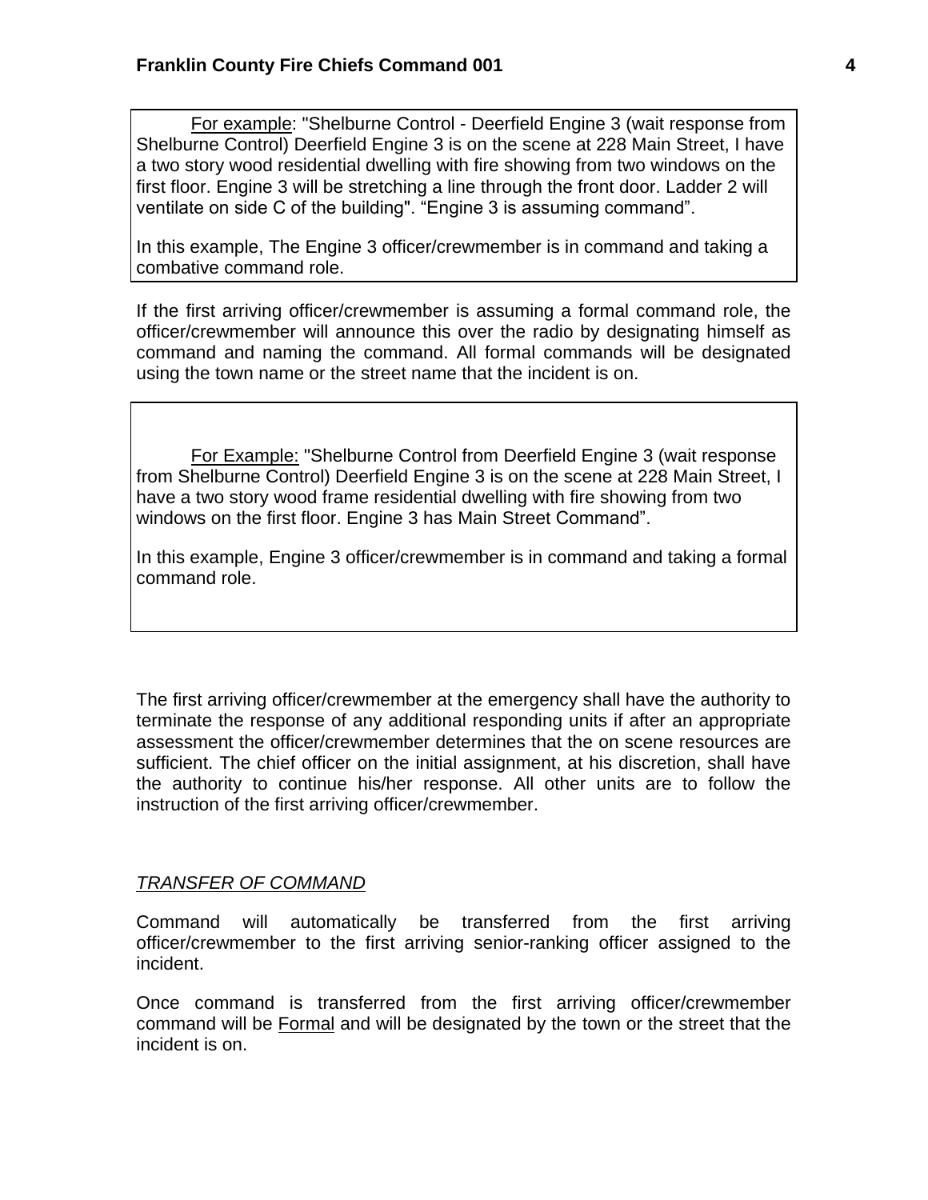For example: "Shelburne Control - Deerfield Engine 3 (wait response from Shelburne Control) Deerfield Engine 3 is on the scene at 228 Main Street, I have a two story wood residential dwelling with fire showing from two windows on the first floor. Engine 3 will be stretching a line through the front door. Ladder 2 will ventilate on side C of the building". "Engine 3 is assuming command".

In this example, The Engine 3 officer/crewmember is in command and taking a combative command role.

If the first arriving officer/crewmember is assuming a formal command role, the officer/crewmember will announce this over the radio by designating himself as command and naming the command. All formal commands will be designated using the town name or the street name that the incident is on.

For Example: "Shelburne Control from Deerfield Engine 3 (wait response from Shelburne Control) Deerfield Engine 3 is on the scene at 228 Main Street, I have a two story wood frame residential dwelling with fire showing from two windows on the first floor. Engine 3 has Main Street Command".

In this example, Engine 3 officer/crewmember is in command and taking a formal command role.

The first arriving officer/crewmember at the emergency shall have the authority to terminate the response of any additional responding units if after an appropriate assessment the officer/crewmember determines that the on scene resources are sufficient. The chief officer on the initial assignment, at his discretion, shall have the authority to continue his/her response. All other units are to follow the instruction of the first arriving officer/crewmember.

*TRANSFER OF COMMAND*

Command will automatically be transferred from the first arriving officer/crewmember to the first arriving senior-ranking officer assigned to the incident.

Once command is transferred from the first arriving officer/crewmember command will be Formal and will be designated by the town or the street that the incident is on.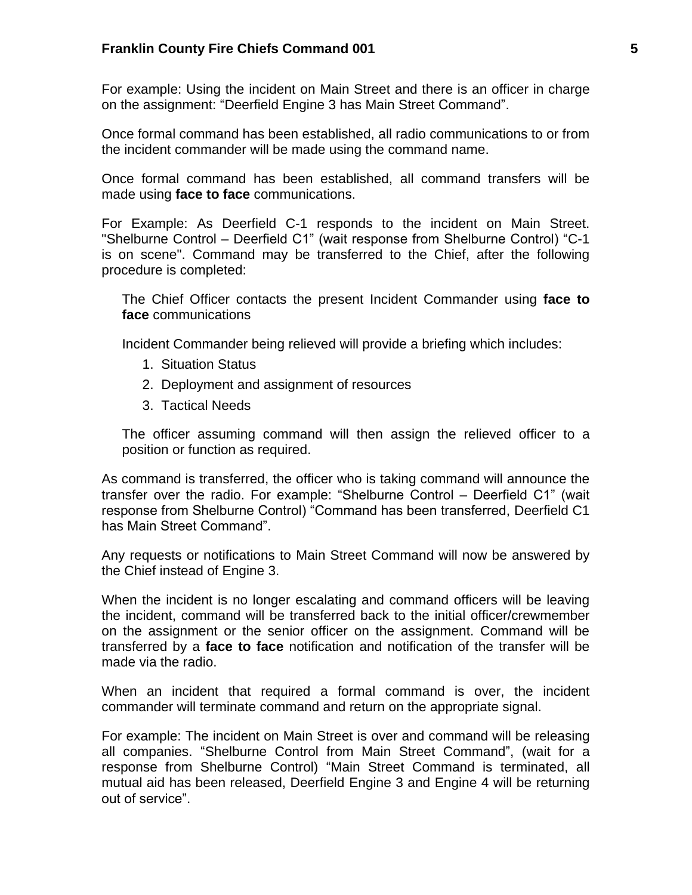For example: Using the incident on Main Street and there is an officer in charge on the assignment: "Deerfield Engine 3 has Main Street Command".

Once formal command has been established, all radio communications to or from the incident commander will be made using the command name.

Once formal command has been established, all command transfers will be made using **face to face** communications.

For Example: As Deerfield C-1 responds to the incident on Main Street. "Shelburne Control – Deerfield C1" (wait response from Shelburne Control) "C-1 is on scene". Command may be transferred to the Chief, after the following procedure is completed:

> The Chief Officer contacts the present Incident Commander using **face to face** communications
>
> Incident Commander being relieved will provide a briefing which includes:
>
> 1. Situation Status
> 2. Deployment and assignment of resources
> 3. Tactical Needs
>
> The officer assuming command will then assign the relieved officer to a position or function as required.

As command is transferred, the officer who is taking command will announce the transfer over the radio. For example: "Shelburne Control – Deerfield C1" (wait response from Shelburne Control) "Command has been transferred, Deerfield C1 has Main Street Command".

Any requests or notifications to Main Street Command will now be answered by the Chief instead of Engine 3.

When the incident is no longer escalating and command officers will be leaving the incident, command will be transferred back to the initial officer/crewmember on the assignment or the senior officer on the assignment. Command will be transferred by a **face to face** notification and notification of the transfer will be made via the radio.

When an incident that required a formal command is over, the incident commander will terminate command and return on the appropriate signal.

For example: The incident on Main Street is over and command will be releasing all companies. "Shelburne Control from Main Street Command", (wait for a response from Shelburne Control) "Main Street Command is terminated, all mutual aid has been released, Deerfield Engine 3 and Engine 4 will be returning out of service".